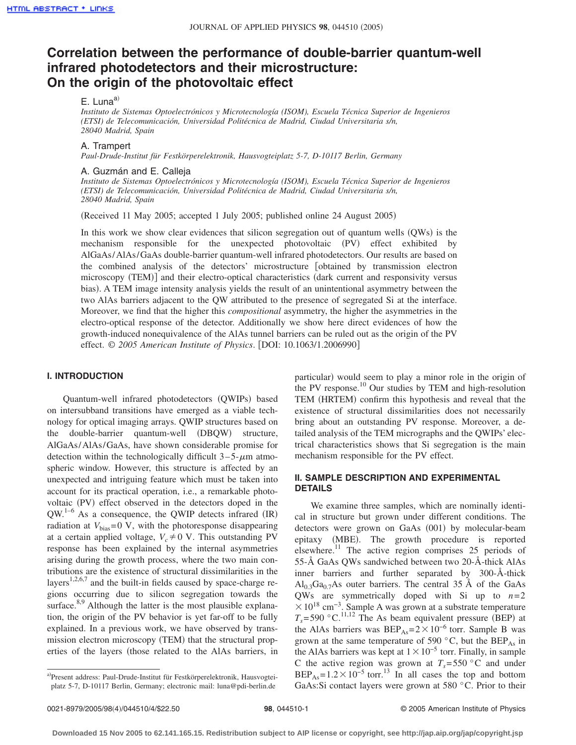# Correlation between the performance of double-barrier quantum-well infrared photodetectors and their microstructure: On the origin of the photovoltaic effect

E. Luna[a]

*Instituto de Sistemas Optoelectrónicos y Microtecnología (ISOM), Escuela Técnica Superior de Ingenieros (ETSI) de Telecomunicación, Universidad Politécnica de Madrid, Ciudad Universitaria s/n, 28040 Madrid, Spain*

A. Trampert

*Paul-Drude-Institut für Festkörperelektronik, Hausvogteiplatz 5-7, D-10117 Berlin, Germany*

A. Guzmán and E. Calleja

*Instituto de Sistemas Optoelectrónicos y Microtecnología (ISOM), Escuela Técnica Superior de Ingenieros (ETSI) de Telecomunicación, Universidad Politécnica de Madrid, Ciudad Universitaria s/n, 28040 Madrid, Spain*

(Received 11 May 2005; accepted 1 July 2005; published online 24 August 2005)

In this work we show clear evidences that silicon segregation out of quantum wells (QWs) is the mechanism responsible for the unexpected photovoltaic (PV) effect exhibited by AlGaAs/AlAs/GaAs double-barrier quantum-well infrared photodetectors. Our results are based on the combined analysis of the detectors' microstructure [obtained by transmission electron microscopy (TEM)] and their electro-optical characteristics (dark current and responsivity versus bias). A TEM image intensity analysis yields the result of an unintentional asymmetry between the two AlAs barriers adjacent to the QW attributed to the presence of segregated Si at the interface. Moreover, we find that the higher this *compositional* asymmetry, the higher the asymmetries in the electro-optical response of the detector. Additionally we show here direct evidences of how the growth-induced nonequivalence of the AlAs tunnel barriers can be ruled out as the origin of the PV effect. © *2005 American Institute of Physics*. [DOI: 10.1063/1.2006990]

## I. INTRODUCTION

Quantum-well infrared photodetectors (QWIPs) based on intersubband transitions have emerged as a viable technology for optical imaging arrays. QWIP structures based on the double-barrier quantum-well (DBQW) structure, AlGaAs/AlAs/GaAs, have shown considerable promise for detection within the technologically difficult 3–5-$\mu$m atmospheric window. However, this structure is affected by an unexpected and intriguing feature which must be taken into account for its practical operation, i.e., a remarkable photovoltaic (PV) effect observed in the detectors doped in the QW.[1–6] As a consequence, the QWIP detects infrared (IR) radiation at $V_{\text{bias}}=0$ V, with the photoresponse disappearing at a certain applied voltage, $V_c \neq 0$ V. This outstanding PV response has been explained by the internal asymmetries arising during the growth process, where the two main contributions are the existence of structural dissimilarities in the layers[1,2,6,7] and the built-in fields caused by space-charge regions occurring due to silicon segregation towards the surface.[8,9] Although the latter is the most plausible explanation, the origin of the PV behavior is yet far-off to be fully explained. In a previous work, we have observed by transmission electron microscopy (TEM) that the structural properties of the layers (those related to the AlAs barriers, in particular) would seem to play a minor role in the origin of the PV response.[10] Our studies by TEM and high-resolution TEM (HRTEM) confirm this hypothesis and reveal that the existence of structural dissimilarities does not necessarily bring about an outstanding PV response. Moreover, a detailed analysis of the TEM micrographs and the QWIPs' electrical characteristics shows that Si segregation is the main mechanism responsible for the PV effect.

## II. SAMPLE DESCRIPTION AND EXPERIMENTAL DETAILS

We examine three samples, which are nominally identical in structure but grown under different conditions. The detectors were grown on GaAs (001) by molecular-beam epitaxy (MBE). The growth procedure is reported elsewhere.[11] The active region comprises 25 periods of 55-Å GaAs QWs sandwiched between two 20-Å-thick AlAs inner barriers and further separated by 300-Å-thick $Al_{0.3}Ga_{0.7}As$ outer barriers. The central 35 Å of the GaAs QWs are symmetrically doped with Si up to $n=2\times10^{18}$ cm$^{-3}$. Sample A was grown at a substrate temperature $T_s=590$ °C.[11,12] The As beam equivalent pressure (BEP) at the AlAs barriers was $\text{BEP}_{\text{As}}=2\times10^{-6}$ torr. Sample B was grown at the same temperature of 590 °C, but the $\text{BEP}_{\text{As}}$ in the AlAs barriers was kept at $1\times10^{-5}$ torr. Finally, in sample C the active region was grown at $T_s=550$ °C and under $\text{BEP}_{\text{As}}=1.2\times10^{-5}$ torr.[13] In all cases the top and bottom GaAs:Si contact layers were grown at 580 °C. Prior to their

[a]Present address: Paul-Drude-Institut für Festkörperelektronik, Hausvogteiplatz 5-7, D-10117 Berlin, Germany; electronic mail: luna@pdi-berlin.de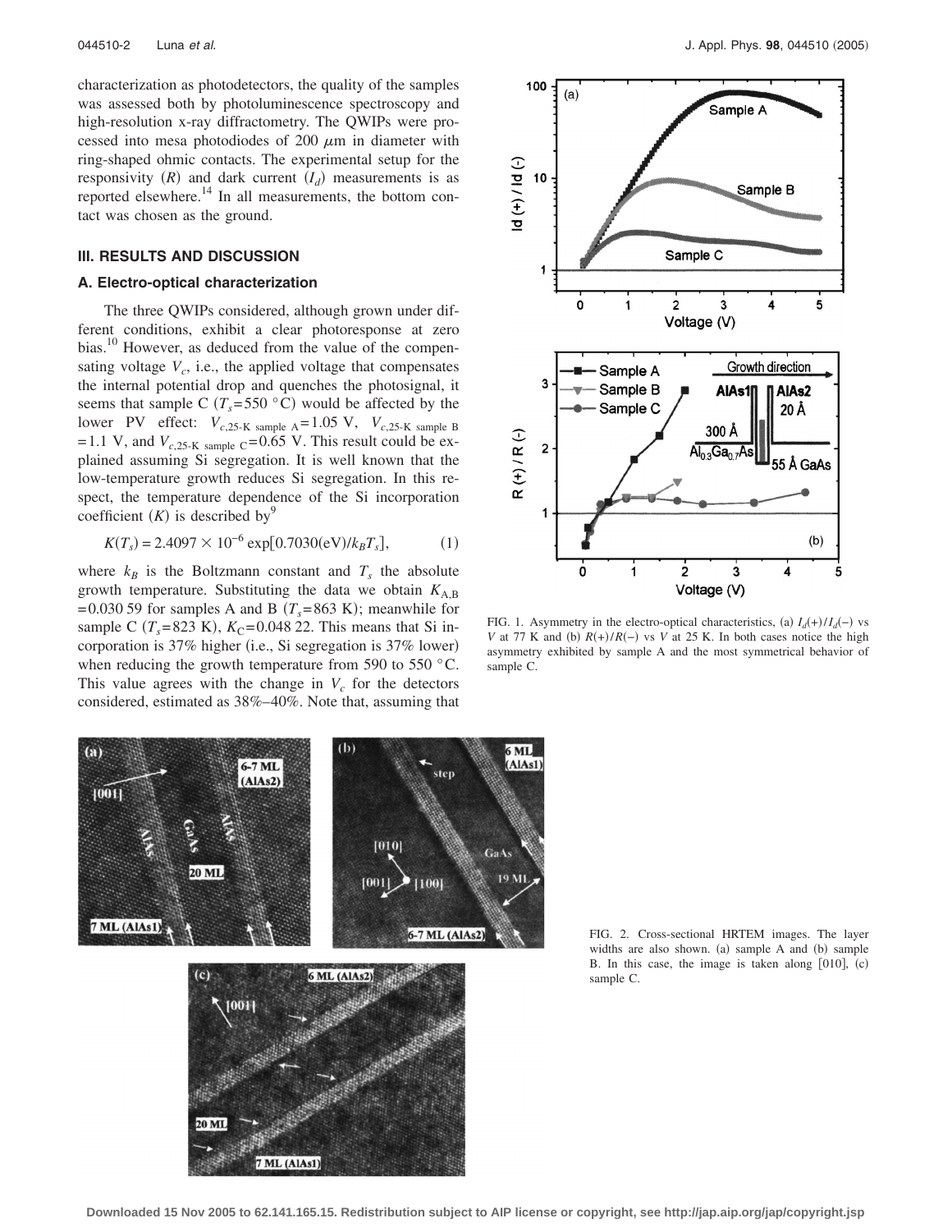characterization as photodetectors, the quality of the samples was assessed both by photoluminescence spectroscopy and high-resolution x-ray diffractometry. The QWIPs were processed into mesa photodiodes of 200 $\mu$m in diameter with ring-shaped ohmic contacts. The experimental setup for the responsivity ($R$) and dark current ($I_d$) measurements is as reported elsewhere.[14] In all measurements, the bottom contact was chosen as the ground.

## III. RESULTS AND DISCUSSION

### A. Electro-optical characterization

The three QWIPs considered, although grown under different conditions, exhibit a clear photoresponse at zero bias.[10] However, as deduced from the value of the compensating voltage $V_c$, i.e., the applied voltage that compensates the internal potential drop and quenches the photosignal, it seems that sample C ($T_s$=550 °C) would be affected by the lower PV effect: $V_{c,25\text{-K sample A}}=1.05$ V, $V_{c,25\text{-K sample B}}=1.1$ V, and $V_{c,25\text{-K sample C}}=0.65$ V. This result could be explained assuming Si segregation. It is well known that the low-temperature growth reduces Si segregation. In this respect, the temperature dependence of the Si incorporation coefficient ($K$) is described by[9]

$$K(T_s) = 2.4097 \times 10^{-6} \exp[0.7030(\text{eV})/k_B T_s], \tag{1}$$

where $k_B$ is the Boltzmann constant and $T_s$ the absolute growth temperature. Substituting the data we obtain $K_{A,B}=0.030\,59$ for samples A and B ($T_s$=863 K); meanwhile for sample C ($T_s$=823 K), $K_C$=0.048 22. This means that Si incorporation is 37% higher (i.e., Si segregation is 37% lower) when reducing the growth temperature from 590 to 550 °C. This value agrees with the change in $V_c$ for the detectors considered, estimated as 38%–40%. Note that, assuming that

FIG. 1. Asymmetry in the electro-optical characteristics, (a) $I_d(+)/I_d(-)$ vs $V$ at 77 K and (b) $R(+)/R(-)$ vs $V$ at 25 K. In both cases notice the high asymmetry exhibited by sample A and the most symmetrical behavior of sample C.

FIG. 2. Cross-sectional HRTEM images. The layer widths are also shown. (a) sample A and (b) sample B. In this case, the image is taken along [010], (c) sample C.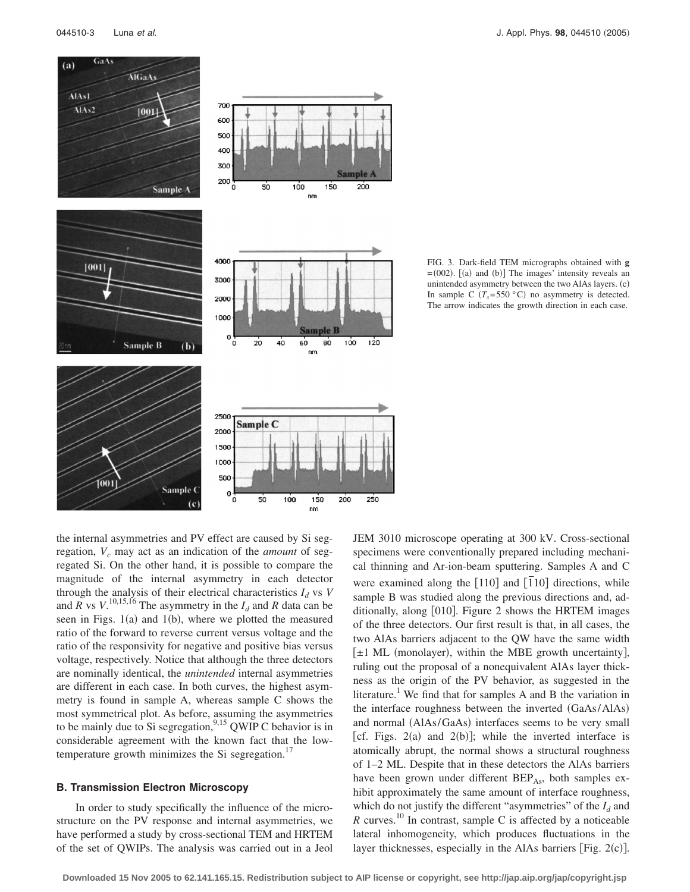FIG. 3. Dark-field TEM micrographs obtained with **g** =(002). [(a) and (b)] The images' intensity reveals an unintended asymmetry between the two AlAs layers. (c) In sample C ($T_s$=550 °C) no asymmetry is detected. The arrow indicates the growth direction in each case.

the internal asymmetries and PV effect are caused by Si segregation, $V_c$ may act as an indication of the *amount* of segregated Si. On the other hand, it is possible to compare the magnitude of the internal asymmetry in each detector through the analysis of their electrical characteristics $I_d$ vs $V$ and $R$ vs $V$.[10,15,16] The asymmetry in the $I_d$ and $R$ data can be seen in Figs. 1(a) and 1(b), where we plotted the measured ratio of the forward to reverse current versus voltage and the ratio of the responsivity for negative and positive bias versus voltage, respectively. Notice that although the three detectors are nominally identical, the *unintended* internal asymmetries are different in each case. In both curves, the highest asymmetry is found in sample A, whereas sample C shows the most symmetrical plot. As before, assuming the asymmetries to be mainly due to Si segregation,[9,15] QWIP C behavior is in considerable agreement with the known fact that the low-temperature growth minimizes the Si segregation.[17]

## B. Transmission Electron Microscopy

In order to study specifically the influence of the microstructure on the PV response and internal asymmetries, we have performed a study by cross-sectional TEM and HRTEM of the set of QWIPs. The analysis was carried out in a Jeol JEM 3010 microscope operating at 300 kV. Cross-sectional specimens were conventionally prepared including mechanical thinning and Ar-ion-beam sputtering. Samples A and C were examined along the [110] and [$\bar{1}$10] directions, while sample B was studied along the previous directions and, additionally, along [010]. Figure 2 shows the HRTEM images of the three detectors. Our first result is that, in all cases, the two AlAs barriers adjacent to the QW have the same width [±1 ML (monolayer), within the MBE growth uncertainty], ruling out the proposal of a nonequivalent AlAs layer thickness as the origin of the PV behavior, as suggested in the literature.[1] We find that for samples A and B the variation in the interface roughness between the inverted (GaAs/AlAs) and normal (AlAs/GaAs) interfaces seems to be very small [cf. Figs. 2(a) and 2(b)]; while the inverted interface is atomically abrupt, the normal shows a structural roughness of 1–2 ML. Despite that in these detectors the AlAs barriers have been grown under different $BEP_{As}$, both samples exhibit approximately the same amount of interface roughness, which do not justify the different "asymmetries" of the $I_d$ and $R$ curves.[10] In contrast, sample C is affected by a noticeable lateral inhomogeneity, which produces fluctuations in the layer thicknesses, especially in the AlAs barriers [Fig. 2(c)].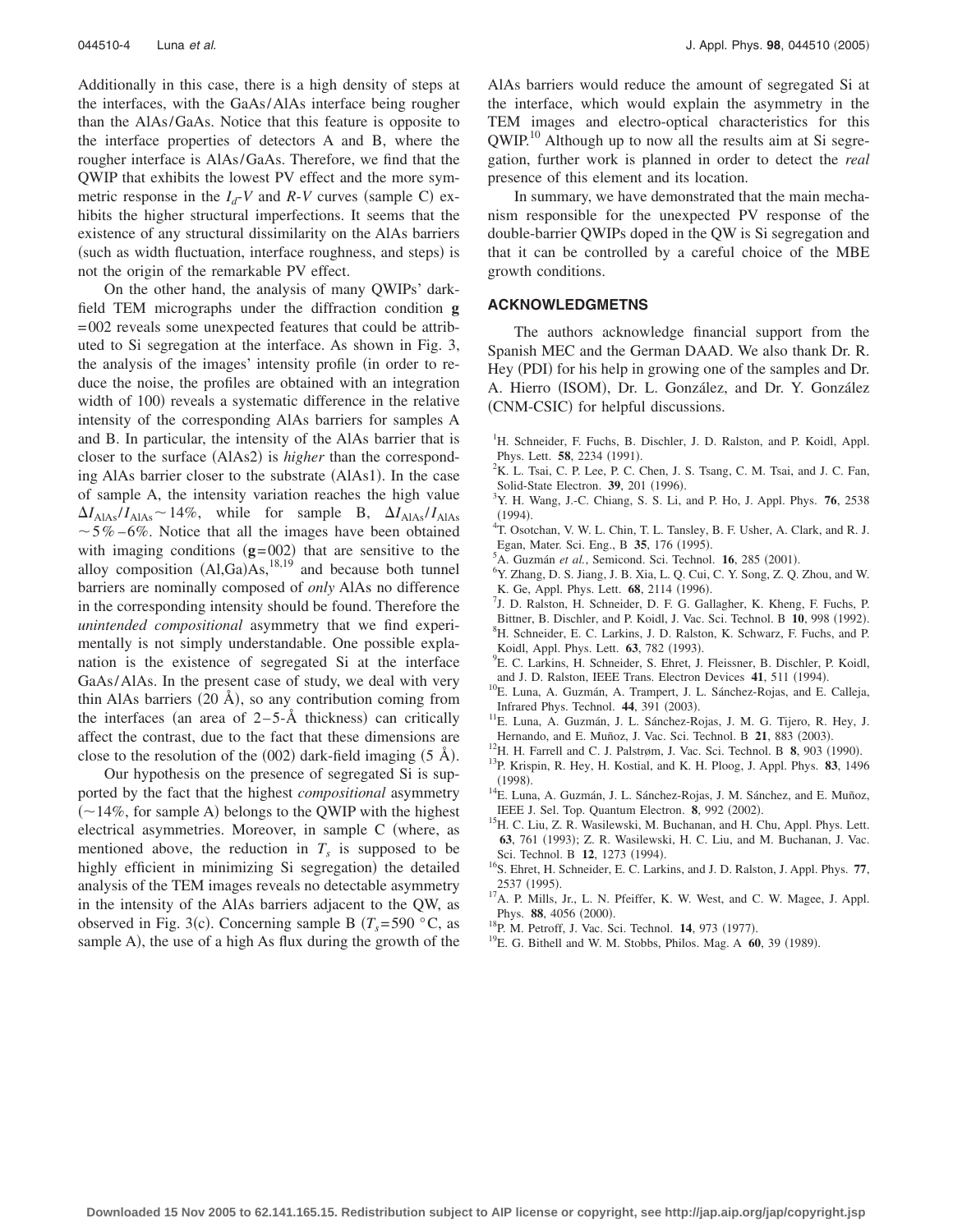Additionally in this case, there is a high density of steps at the interfaces, with the GaAs/AlAs interface being rougher than the AlAs/GaAs. Notice that this feature is opposite to the interface properties of detectors A and B, where the rougher interface is AlAs/GaAs. Therefore, we find that the QWIP that exhibits the lowest PV effect and the more symmetric response in the $I_d$-$V$ and $R$-$V$ curves (sample C) exhibits the higher structural imperfections. It seems that the existence of any structural dissimilarity on the AlAs barriers (such as width fluctuation, interface roughness, and steps) is not the origin of the remarkable PV effect.

On the other hand, the analysis of many QWIPs' dark-field TEM micrographs under the diffraction condition **g** =002 reveals some unexpected features that could be attributed to Si segregation at the interface. As shown in Fig. 3, the analysis of the images' intensity profile (in order to reduce the noise, the profiles are obtained with an integration width of 100) reveals a systematic difference in the relative intensity of the corresponding AlAs barriers for samples A and B. In particular, the intensity of the AlAs barrier that is closer to the surface (AlAs2) is *higher* than the corresponding AlAs barrier closer to the substrate (AlAs1). In the case of sample A, the intensity variation reaches the high value $\Delta I_{\mathrm{AlAs}}/I_{\mathrm{AlAs}} \sim 14\%$, while for sample B, $\Delta I_{\mathrm{AlAs}}/I_{\mathrm{AlAs}} \sim 5\%-6\%$. Notice that all the images have been obtained with imaging conditions (**g**=002) that are sensitive to the alloy composition (Al,Ga)As,[18,19] and because both tunnel barriers are nominally composed of *only* AlAs no difference in the corresponding intensity should be found. Therefore the *unintended compositional* asymmetry that we find experimentally is not simply understandable. One possible explanation is the existence of segregated Si at the interface GaAs/AlAs. In the present case of study, we deal with very thin AlAs barriers (20 Å), so any contribution coming from the interfaces (an area of 2–5-Å thickness) can critically affect the contrast, due to the fact that these dimensions are close to the resolution of the (002) dark-field imaging (5 Å).

Our hypothesis on the presence of segregated Si is supported by the fact that the highest *compositional* asymmetry ($\sim 14\%$, for sample A) belongs to the QWIP with the highest electrical asymmetries. Moreover, in sample C (where, as mentioned above, the reduction in $T_s$ is supposed to be highly efficient in minimizing Si segregation) the detailed analysis of the TEM images reveals no detectable asymmetry in the intensity of the AlAs barriers adjacent to the QW, as observed in Fig. 3(c). Concerning sample B ($T_s$=590 °C, as sample A), the use of a high As flux during the growth of the AlAs barriers would reduce the amount of segregated Si at the interface, which would explain the asymmetry in the TEM images and electro-optical characteristics for this QWIP.[10] Although up to now all the results aim at Si segregation, further work is planned in order to detect the *real* presence of this element and its location.

In summary, we have demonstrated that the main mechanism responsible for the unexpected PV response of the double-barrier QWIPs doped in the QW is Si segregation and that it can be controlled by a careful choice of the MBE growth conditions.

## ACKNOWLEDGMETNS

The authors acknowledge financial support from the Spanish MEC and the German DAAD. We also thank Dr. R. Hey (PDI) for his help in growing one of the samples and Dr. A. Hierro (ISOM), Dr. L. González, and Dr. Y. González (CNM-CSIC) for helpful discussions.

[1] H. Schneider, F. Fuchs, B. Dischler, J. D. Ralston, and P. Koidl, Appl. Phys. Lett. **58**, 2234 (1991).
[2] K. L. Tsai, C. P. Lee, P. C. Chen, J. S. Tsang, C. M. Tsai, and J. C. Fan, Solid-State Electron. **39**, 201 (1996).
[3] Y. H. Wang, J.-C. Chiang, S. S. Li, and P. Ho, J. Appl. Phys. **76**, 2538 (1994).
[4] T. Osotchan, V. W. L. Chin, T. L. Tansley, B. F. Usher, A. Clark, and R. J. Egan, Mater. Sci. Eng., B **35**, 176 (1995).
[5] A. Guzmán *et al.*, Semicond. Sci. Technol. **16**, 285 (2001).
[6] Y. Zhang, D. S. Jiang, J. B. Xia, L. Q. Cui, C. Y. Song, Z. Q. Zhou, and W. K. Ge, Appl. Phys. Lett. **68**, 2114 (1996).
[7] J. D. Ralston, H. Schneider, D. F. G. Gallagher, K. Kheng, F. Fuchs, P. Bittner, B. Dischler, and P. Koidl, J. Vac. Sci. Technol. B **10**, 998 (1992).
[8] H. Schneider, E. C. Larkins, J. D. Ralston, K. Schwarz, F. Fuchs, and P. Koidl, Appl. Phys. Lett. **63**, 782 (1993).
[9] E. C. Larkins, H. Schneider, S. Ehret, J. Fleissner, B. Dischler, P. Koidl, and J. D. Ralston, IEEE Trans. Electron Devices **41**, 511 (1994).
[10] E. Luna, A. Guzmán, A. Trampert, J. L. Sánchez-Rojas, and E. Calleja, Infrared Phys. Technol. **44**, 391 (2003).
[11] E. Luna, A. Guzmán, J. L. Sánchez-Rojas, J. M. G. Tijero, R. Hey, J. Hernando, and E. Muñoz, J. Vac. Sci. Technol. B **21**, 883 (2003).
[12] H. H. Farrell and C. J. Palstrøm, J. Vac. Sci. Technol. B **8**, 903 (1990).
[13] P. Krispin, R. Hey, H. Kostial, and K. H. Ploog, J. Appl. Phys. **83**, 1496 (1998).
[14] E. Luna, A. Guzmán, J. L. Sánchez-Rojas, J. M. Sánchez, and E. Muñoz, IEEE J. Sel. Top. Quantum Electron. **8**, 992 (2002).
[15] H. C. Liu, Z. R. Wasilewski, M. Buchanan, and H. Chu, Appl. Phys. Lett. **63**, 761 (1993); Z. R. Wasilewski, H. C. Liu, and M. Buchanan, J. Vac. Sci. Technol. B **12**, 1273 (1994).
[16] S. Ehret, H. Schneider, E. C. Larkins, and J. D. Ralston, J. Appl. Phys. **77**, 2537 (1995).
[17] A. P. Mills, Jr., L. N. Pfeiffer, K. W. West, and C. W. Magee, J. Appl. Phys. **88**, 4056 (2000).
[18] P. M. Petroff, J. Vac. Sci. Technol. **14**, 973 (1977).
[19] E. G. Bithell and W. M. Stobbs, Philos. Mag. A **60**, 39 (1989).